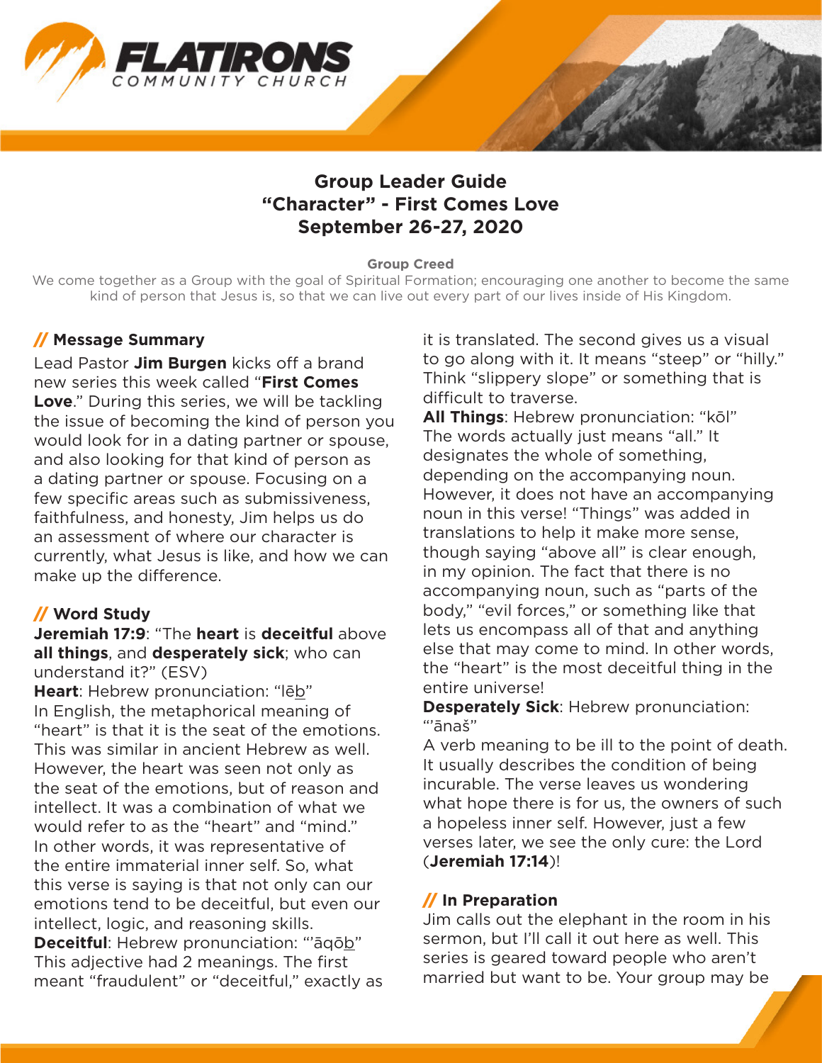# Group Leader Guide
## "Character" - First Comes Love
## September 26-27, 2020

**Group Creed**

We come together as a Group with the goal of Spiritual Formation; encouraging one another to become the same kind of person that Jesus is, so that we can live out every part of our lives inside of His Kingdom.

### // Message Summary

Lead Pastor **Jim Burgen** kicks off a brand new series this week called "**First Comes Love**." During this series, we will be tackling the issue of becoming the kind of person you would look for in a dating partner or spouse, and also looking for that kind of person as a dating partner or spouse. Focusing on a few specific areas such as submissiveness, faithfulness, and honesty, Jim helps us do an assessment of where our character is currently, what Jesus is like, and how we can make up the difference.

### // Word Study

**Jeremiah 17:9**: "The **heart** is **deceitful** above **all things**, and **desperately sick**; who can understand it?" (ESV)

**Heart**: Hebrew pronunciation: "lēb"
In English, the metaphorical meaning of "heart" is that it is the seat of the emotions. This was similar in ancient Hebrew as well. However, the heart was seen not only as the seat of the emotions, but of reason and intellect. It was a combination of what we would refer to as the "heart" and "mind." In other words, it was representative of the entire immaterial inner self. So, what this verse is saying is that not only can our emotions tend to be deceitful, but even our intellect, logic, and reasoning skills.

**Deceitful**: Hebrew pronunciation: "'āqōb"
This adjective had 2 meanings. The first meant "fraudulent" or "deceitful," exactly as it is translated. The second gives us a visual to go along with it. It means "steep" or "hilly." Think "slippery slope" or something that is difficult to traverse.

**All Things**: Hebrew pronunciation: "kōl"
The words actually just means "all." It designates the whole of something, depending on the accompanying noun. However, it does not have an accompanying noun in this verse! "Things" was added in translations to help it make more sense, though saying "above all" is clear enough, in my opinion. The fact that there is no accompanying noun, such as "parts of the body," "evil forces," or something like that lets us encompass all of that and anything else that may come to mind. In other words, the "heart" is the most deceitful thing in the entire universe!

**Desperately Sick**: Hebrew pronunciation: "'ānaš"
A verb meaning to be ill to the point of death. It usually describes the condition of being incurable. The verse leaves us wondering what hope there is for us, the owners of such a hopeless inner self. However, just a few verses later, we see the only cure: the Lord (**Jeremiah 17:14**)!

### // In Preparation

Jim calls out the elephant in the room in his sermon, but I'll call it out here as well. This series is geared toward people who aren't married but want to be. Your group may be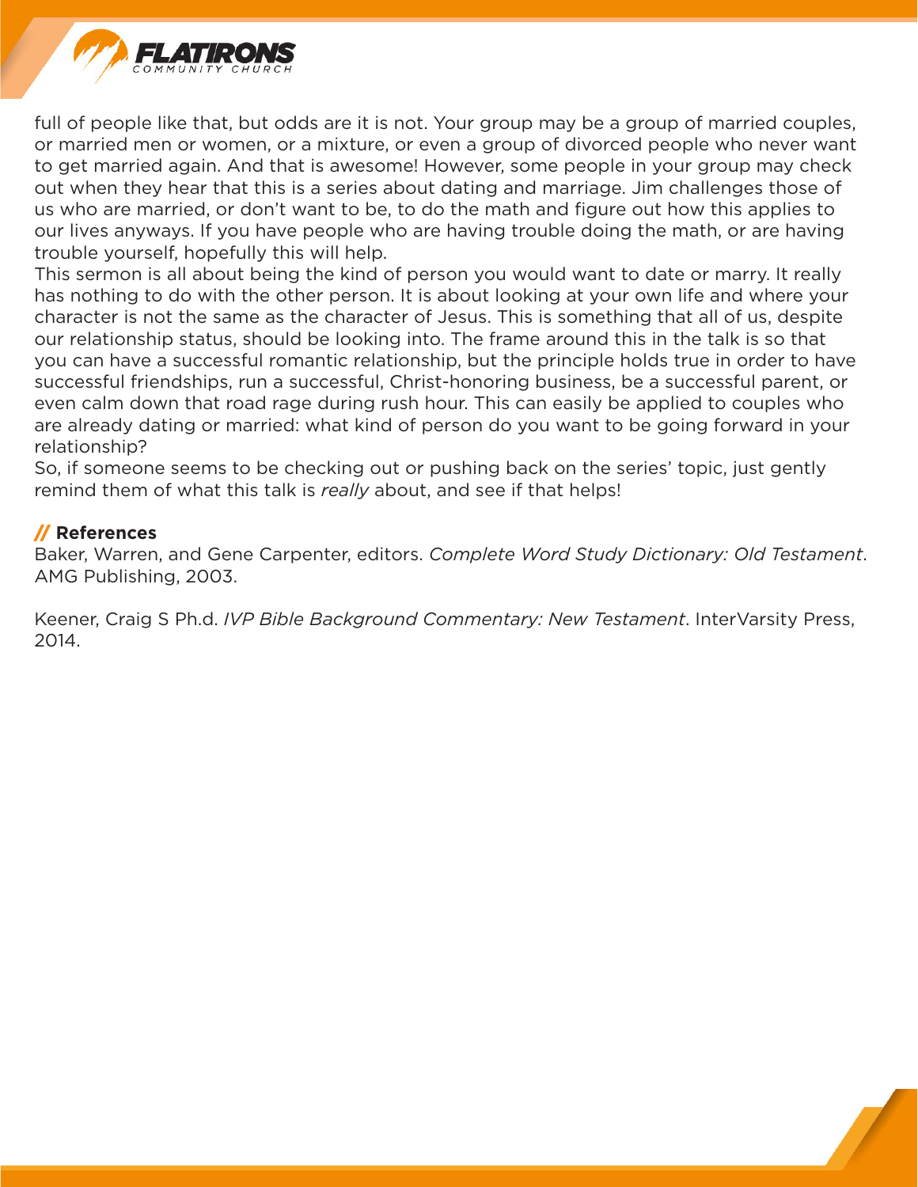full of people like that, but odds are it is not. Your group may be a group of married couples, or married men or women, or a mixture, or even a group of divorced people who never want to get married again. And that is awesome! However, some people in your group may check out when they hear that this is a series about dating and marriage. Jim challenges those of us who are married, or don't want to be, to do the math and figure out how this applies to our lives anyways. If you have people who are having trouble doing the math, or are having trouble yourself, hopefully this will help.

This sermon is all about being the kind of person you would want to date or marry. It really has nothing to do with the other person. It is about looking at your own life and where your character is not the same as the character of Jesus. This is something that all of us, despite our relationship status, should be looking into. The frame around this in the talk is so that you can have a successful romantic relationship, but the principle holds true in order to have successful friendships, run a successful, Christ-honoring business, be a successful parent, or even calm down that road rage during rush hour. This can easily be applied to couples who are already dating or married: what kind of person do you want to be going forward in your relationship?

So, if someone seems to be checking out or pushing back on the series' topic, just gently remind them of what this talk is *really* about, and see if that helps!

## // References

Baker, Warren, and Gene Carpenter, editors. *Complete Word Study Dictionary: Old Testament*. AMG Publishing, 2003.

Keener, Craig S Ph.d. *IVP Bible Background Commentary: New Testament*. InterVarsity Press, 2014.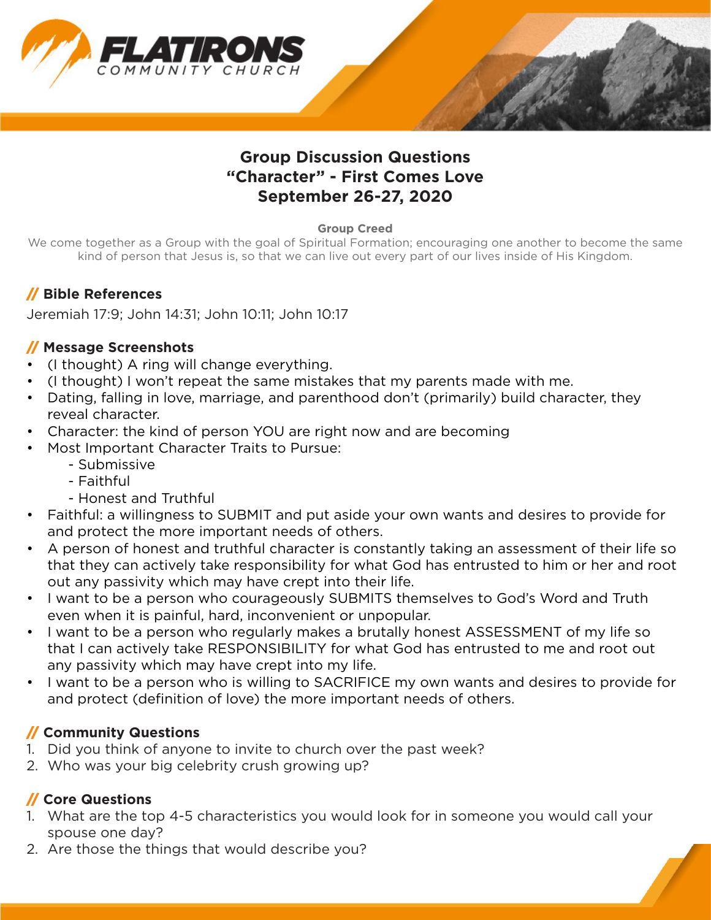FLATIRONS COMMUNITY CHURCH

## Group Discussion Questions
## "Character" - First Comes Love
## September 26-27, 2020

**Group Creed**

We come together as a Group with the goal of Spiritual Formation; encouraging one another to become the same kind of person that Jesus is, so that we can live out every part of our lives inside of His Kingdom.

### // Bible References

Jeremiah 17:9; John 14:31; John 10:11; John 10:17

### // Message Screenshots

- (I thought) A ring will change everything.
- (I thought) I won't repeat the same mistakes that my parents made with me.
- Dating, falling in love, marriage, and parenthood don't (primarily) build character, they reveal character.
- Character: the kind of person YOU are right now and are becoming
- Most Important Character Traits to Pursue:
  - Submissive
  - Faithful
  - Honest and Truthful
- Faithful: a willingness to SUBMIT and put aside your own wants and desires to provide for and protect the more important needs of others.
- A person of honest and truthful character is constantly taking an assessment of their life so that they can actively take responsibility for what God has entrusted to him or her and root out any passivity which may have crept into their life.
- I want to be a person who courageously SUBMITS themselves to God's Word and Truth even when it is painful, hard, inconvenient or unpopular.
- I want to be a person who regularly makes a brutally honest ASSESSMENT of my life so that I can actively take RESPONSIBILITY for what God has entrusted to me and root out any passivity which may have crept into my life.
- I want to be a person who is willing to SACRIFICE my own wants and desires to provide for and protect (definition of love) the more important needs of others.

### // Community Questions

1. Did you think of anyone to invite to church over the past week?
2. Who was your big celebrity crush growing up?

### // Core Questions

1. What are the top 4-5 characteristics you would look for in someone you would call your spouse one day?
2. Are those the things that would describe you?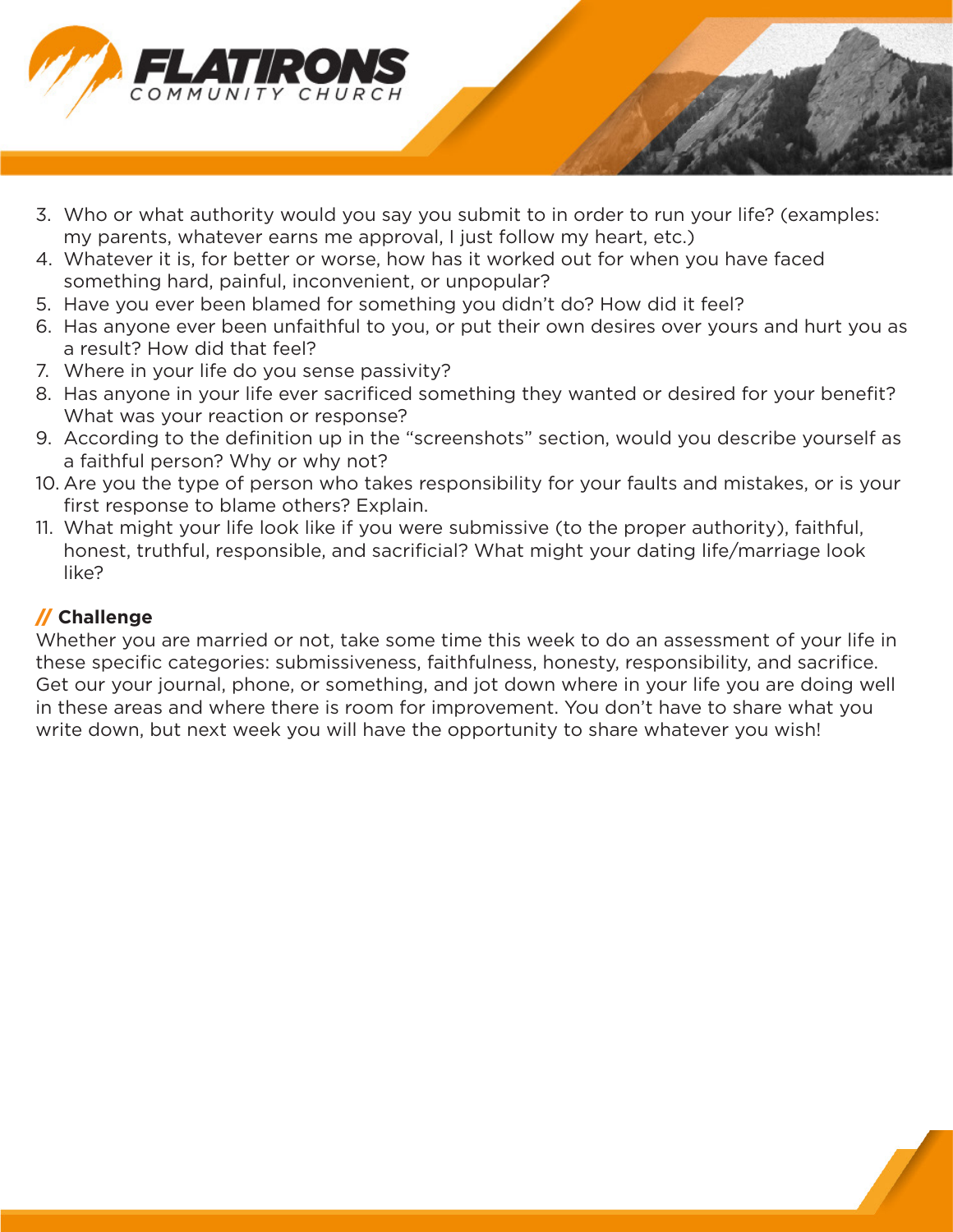3. Who or what authority would you say you submit to in order to run your life? (examples: my parents, whatever earns me approval, I just follow my heart, etc.)
4. Whatever it is, for better or worse, how has it worked out for when you have faced something hard, painful, inconvenient, or unpopular?
5. Have you ever been blamed for something you didn't do? How did it feel?
6. Has anyone ever been unfaithful to you, or put their own desires over yours and hurt you as a result? How did that feel?
7. Where in your life do you sense passivity?
8. Has anyone in your life ever sacrificed something they wanted or desired for your benefit? What was your reaction or response?
9. According to the definition up in the "screenshots" section, would you describe yourself as a faithful person? Why or why not?
10. Are you the type of person who takes responsibility for your faults and mistakes, or is your first response to blame others? Explain.
11. What might your life look like if you were submissive (to the proper authority), faithful, honest, truthful, responsible, and sacrificial? What might your dating life/marriage look like?

## // Challenge

Whether you are married or not, take some time this week to do an assessment of your life in these specific categories: submissiveness, faithfulness, honesty, responsibility, and sacrifice. Get our your journal, phone, or something, and jot down where in your life you are doing well in these areas and where there is room for improvement. You don't have to share what you write down, but next week you will have the opportunity to share whatever you wish!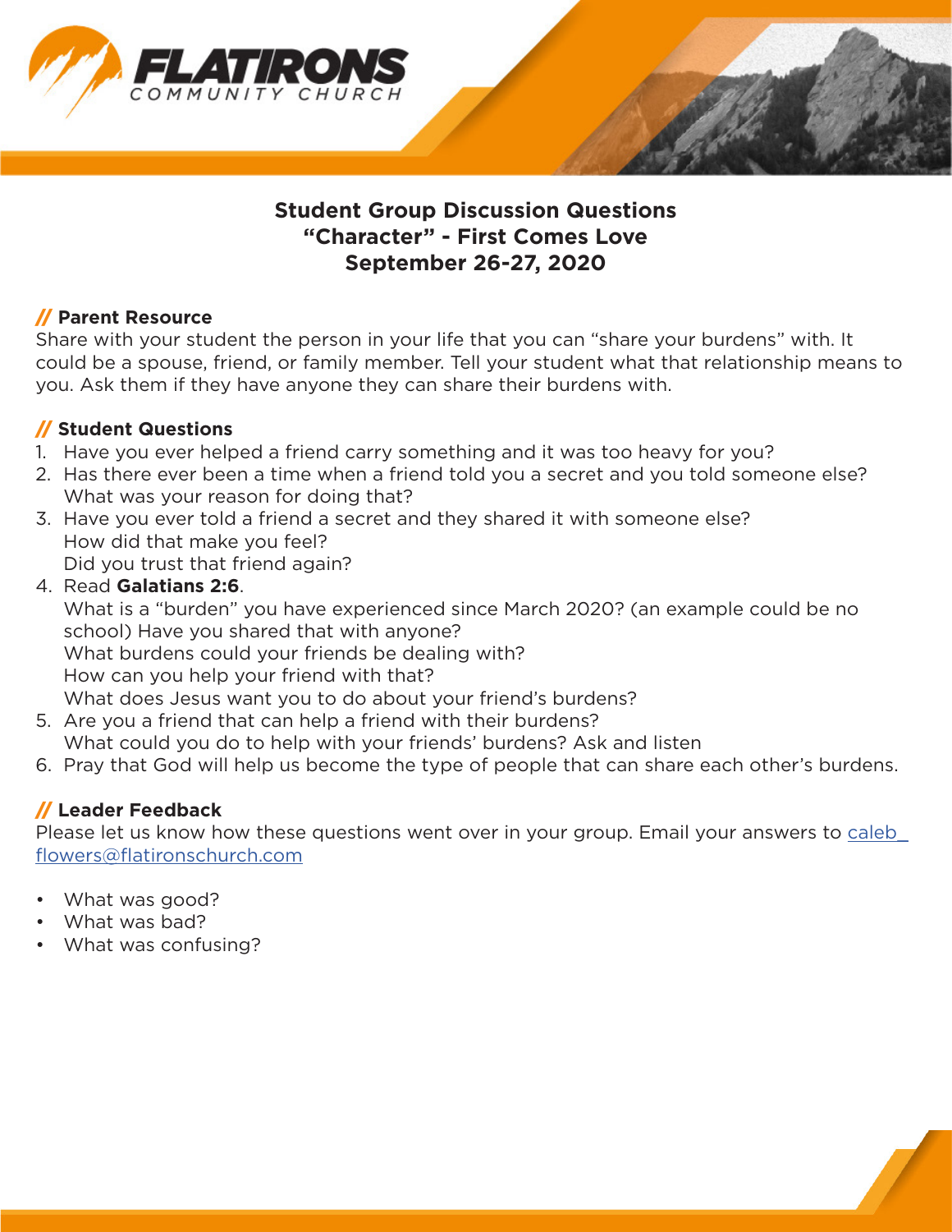**Student Group Discussion Questions**
**"Character" - First Comes Love**
**September 26-27, 2020**

## // Parent Resource

Share with your student the person in your life that you can "share your burdens" with. It could be a spouse, friend, or family member. Tell your student what that relationship means to you. Ask them if they have anyone they can share their burdens with.

## // Student Questions

1. Have you ever helped a friend carry something and it was too heavy for you?
2. Has there ever been a time when a friend told you a secret and you told someone else? What was your reason for doing that?
3. Have you ever told a friend a secret and they shared it with someone else? How did that make you feel? Did you trust that friend again?
4. Read **Galatians 2:6**. What is a "burden" you have experienced since March 2020? (an example could be no school) Have you shared that with anyone? What burdens could your friends be dealing with? How can you help your friend with that? What does Jesus want you to do about your friend's burdens?
5. Are you a friend that can help a friend with their burdens? What could you do to help with your friends' burdens? Ask and listen
6. Pray that God will help us become the type of people that can share each other's burdens.

## // Leader Feedback

Please let us know how these questions went over in your group. Email your answers to caleb_flowers@flatironschurch.com

- What was good?
- What was bad?
- What was confusing?